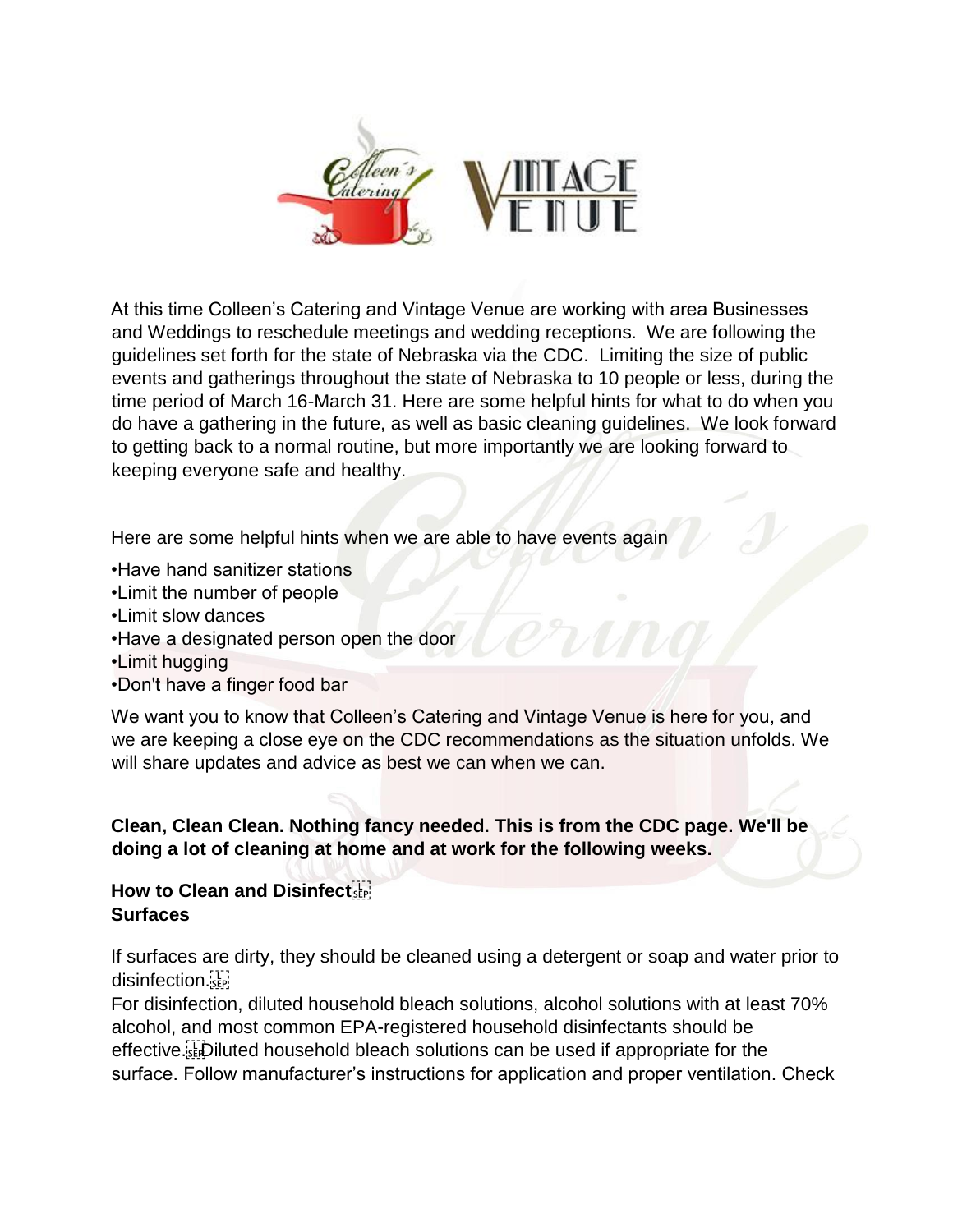At this time Colleen's Catering and Vintage Venue are working with area Businesses and Weddings to reschedule meetings and wedding receptions. We are following the guidelines set forth for the state of Nebraska via the CDC. Limiting the size of public events and gatherings throughout the state of Nebraska to 10 people or less, during the time period of March 16-March 31. Here are some helpful hints for what to do when you do have a gathering in the future, as well as basic cleaning guidelines. We look forward to getting back to a normal routine, but more importantly we are looking forward to keeping everyone safe and healthy.

Here are some helpful hints when we are able to have events again

- Have hand sanitizer stations
- Limit the number of people
- Limit slow dances
- Have a designated person open the door
- Limit hugging
- Don't have a finger food bar

We want you to know that Colleen's Catering and Vintage Venue is here for you, and we are keeping a close eye on the CDC recommendations as the situation unfolds. We will share updates and advice as best we can when we can.

**Clean, Clean Clean. Nothing fancy needed. This is from the CDC page. We'll be doing a lot of cleaning at home and at work for the following weeks.**

**How to Clean and Disinfect**
**Surfaces**

If surfaces are dirty, they should be cleaned using a detergent or soap and water prior to disinfection.
For disinfection, diluted household bleach solutions, alcohol solutions with at least 70% alcohol, and most common EPA-registered household disinfectants should be effective. Diluted household bleach solutions can be used if appropriate for the surface. Follow manufacturer's instructions for application and proper ventilation. Check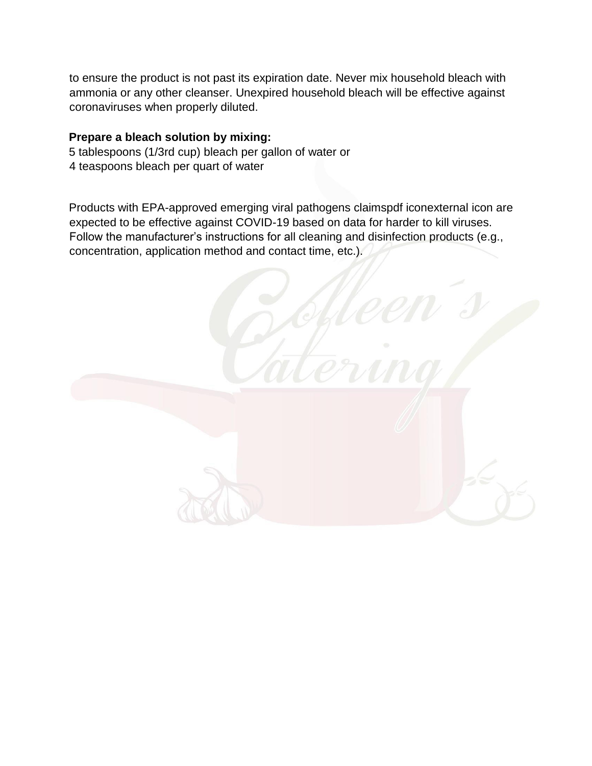to ensure the product is not past its expiration date. Never mix household bleach with ammonia or any other cleanser. Unexpired household bleach will be effective against coronaviruses when properly diluted.

**Prepare a bleach solution by mixing:**

5 tablespoons (1/3rd cup) bleach per gallon of water or
4 teaspoons bleach per quart of water

Products with EPA-approved emerging viral pathogens claimspdf iconexternal icon are expected to be effective against COVID-19 based on data for harder to kill viruses. Follow the manufacturer's instructions for all cleaning and disinfection products (e.g., concentration, application method and contact time, etc.).